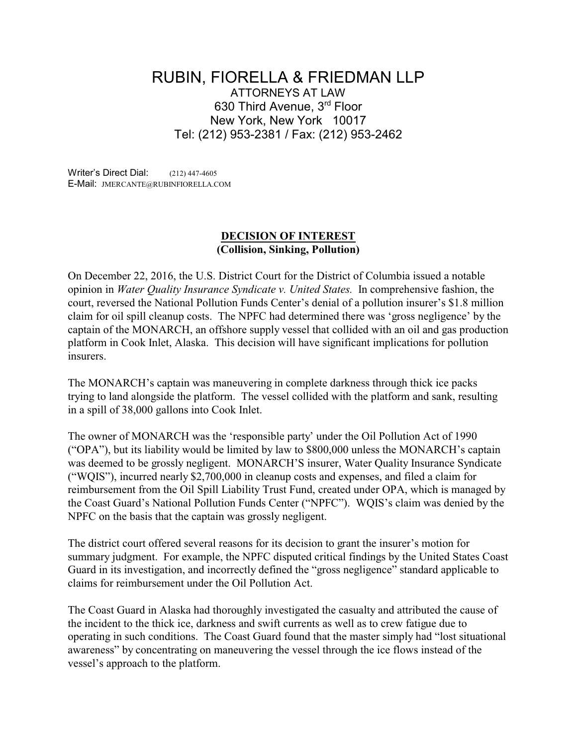# RUBIN, FIORELLA & FRIEDMAN LLP

ATTORNEYS AT LAW
630 Third Avenue, 3rd Floor
New York, New York 10017
Tel: (212) 953-2381 / Fax: (212) 953-2462

Writer's Direct Dial: (212) 447-4605
E-Mail: JMERCANTE@RUBINFIORELLA.COM

## DECISION OF INTEREST
**(Collision, Sinking, Pollution)**

On December 22, 2016, the U.S. District Court for the District of Columbia issued a notable opinion in *Water Quality Insurance Syndicate v. United States.* In comprehensive fashion, the court, reversed the National Pollution Funds Center's denial of a pollution insurer's $1.8 million claim for oil spill cleanup costs. The NPFC had determined there was 'gross negligence' by the captain of the MONARCH, an offshore supply vessel that collided with an oil and gas production platform in Cook Inlet, Alaska. This decision will have significant implications for pollution insurers.

The MONARCH's captain was maneuvering in complete darkness through thick ice packs trying to land alongside the platform. The vessel collided with the platform and sank, resulting in a spill of 38,000 gallons into Cook Inlet.

The owner of MONARCH was the 'responsible party' under the Oil Pollution Act of 1990 ("OPA"), but its liability would be limited by law to $800,000 unless the MONARCH's captain was deemed to be grossly negligent. MONARCH'S insurer, Water Quality Insurance Syndicate ("WQIS"), incurred nearly $2,700,000 in cleanup costs and expenses, and filed a claim for reimbursement from the Oil Spill Liability Trust Fund, created under OPA, which is managed by the Coast Guard's National Pollution Funds Center ("NPFC"). WQIS's claim was denied by the NPFC on the basis that the captain was grossly negligent.

The district court offered several reasons for its decision to grant the insurer's motion for summary judgment. For example, the NPFC disputed critical findings by the United States Coast Guard in its investigation, and incorrectly defined the "gross negligence" standard applicable to claims for reimbursement under the Oil Pollution Act.

The Coast Guard in Alaska had thoroughly investigated the casualty and attributed the cause of the incident to the thick ice, darkness and swift currents as well as to crew fatigue due to operating in such conditions. The Coast Guard found that the master simply had "lost situational awareness" by concentrating on maneuvering the vessel through the ice flows instead of the vessel's approach to the platform.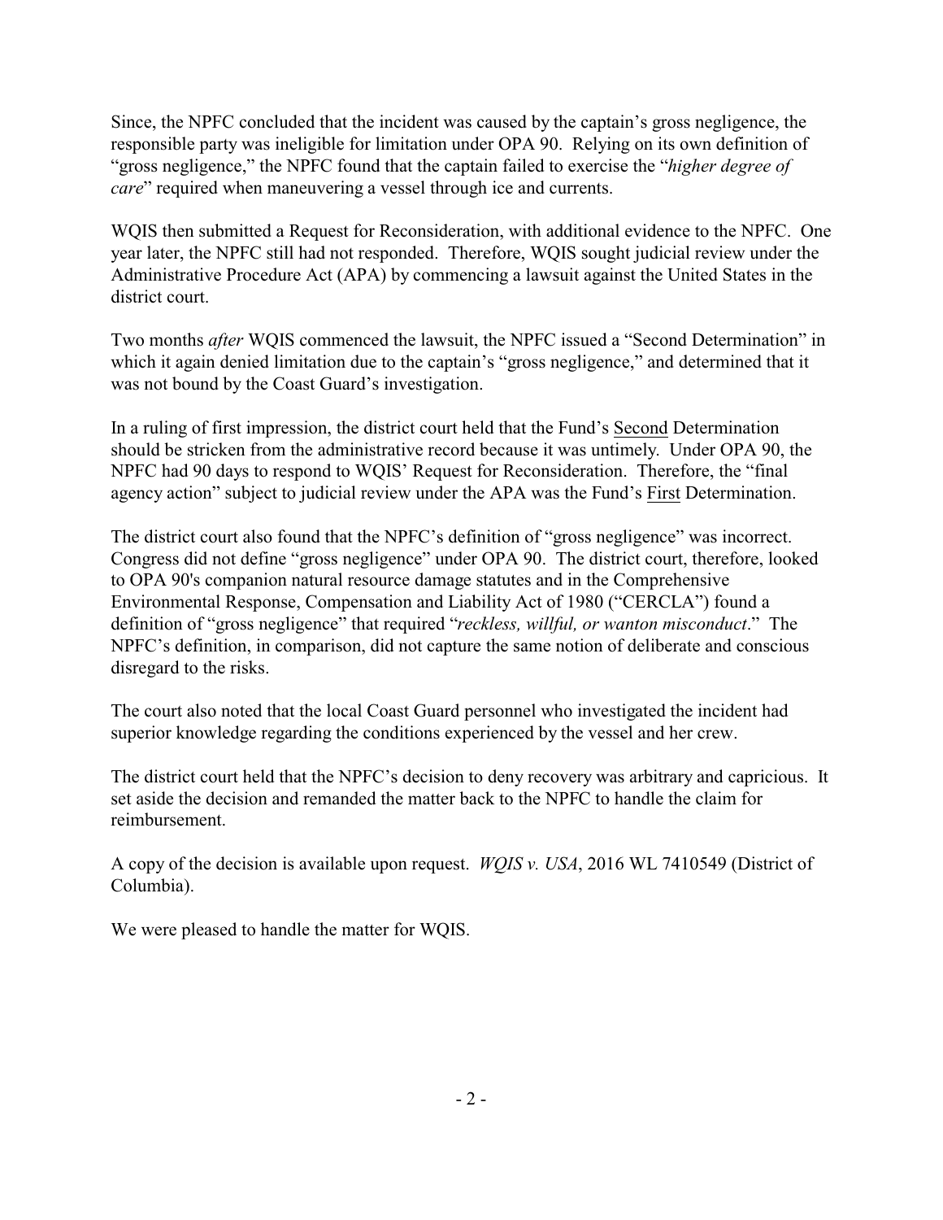Since, the NPFC concluded that the incident was caused by the captain's gross negligence, the responsible party was ineligible for limitation under OPA 90. Relying on its own definition of "gross negligence," the NPFC found that the captain failed to exercise the "*higher degree of care*" required when maneuvering a vessel through ice and currents.

WQIS then submitted a Request for Reconsideration, with additional evidence to the NPFC. One year later, the NPFC still had not responded. Therefore, WQIS sought judicial review under the Administrative Procedure Act (APA) by commencing a lawsuit against the United States in the district court.

Two months *after* WQIS commenced the lawsuit, the NPFC issued a "Second Determination" in which it again denied limitation due to the captain's "gross negligence," and determined that it was not bound by the Coast Guard's investigation.

In a ruling of first impression, the district court held that the Fund's <u>Second</u> Determination should be stricken from the administrative record because it was untimely. Under OPA 90, the NPFC had 90 days to respond to WQIS' Request for Reconsideration. Therefore, the "final agency action" subject to judicial review under the APA was the Fund's <u>First</u> Determination.

The district court also found that the NPFC's definition of "gross negligence" was incorrect. Congress did not define "gross negligence" under OPA 90. The district court, therefore, looked to OPA 90's companion natural resource damage statutes and in the Comprehensive Environmental Response, Compensation and Liability Act of 1980 ("CERCLA") found a definition of "gross negligence" that required "*reckless, willful, or wanton misconduct*." The NPFC's definition, in comparison, did not capture the same notion of deliberate and conscious disregard to the risks.

The court also noted that the local Coast Guard personnel who investigated the incident had superior knowledge regarding the conditions experienced by the vessel and her crew.

The district court held that the NPFC's decision to deny recovery was arbitrary and capricious. It set aside the decision and remanded the matter back to the NPFC to handle the claim for reimbursement.

A copy of the decision is available upon request. *WQIS v. USA*, 2016 WL 7410549 (District of Columbia).

We were pleased to handle the matter for WQIS.